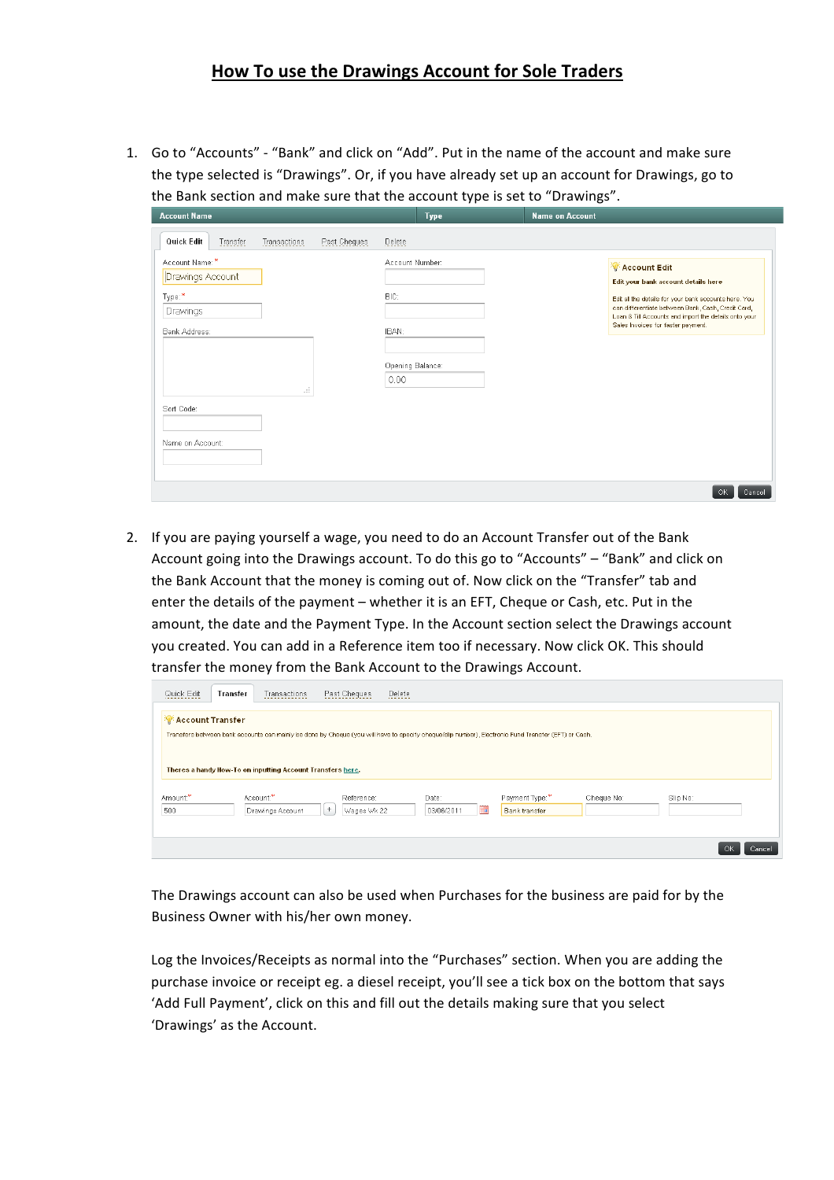# How To use the Drawings Account for Sole Traders

1. Go to "Accounts" - "Bank" and click on "Add". Put in the name of the account and make sure the type selected is "Drawings". Or, if you have already set up an account for Drawings, go to the Bank section and make sure that the account type is set to "Drawings".

2. If you are paying yourself a wage, you need to do an Account Transfer out of the Bank Account going into the Drawings account. To do this go to "Accounts" – "Bank" and click on the Bank Account that the money is coming out of. Now click on the "Transfer" tab and enter the details of the payment – whether it is an EFT, Cheque or Cash, etc. Put in the amount, the date and the Payment Type. In the Account section select the Drawings account you created. You can add in a Reference item too if necessary. Now click OK. This should transfer the money from the Bank Account to the Drawings Account.

   The Drawings account can also be used when Purchases for the business are paid for by the Business Owner with his/her own money.

   Log the Invoices/Receipts as normal into the "Purchases" section. When you are adding the purchase invoice or receipt eg. a diesel receipt, you'll see a tick box on the bottom that says 'Add Full Payment', click on this and fill out the details making sure that you select 'Drawings' as the Account.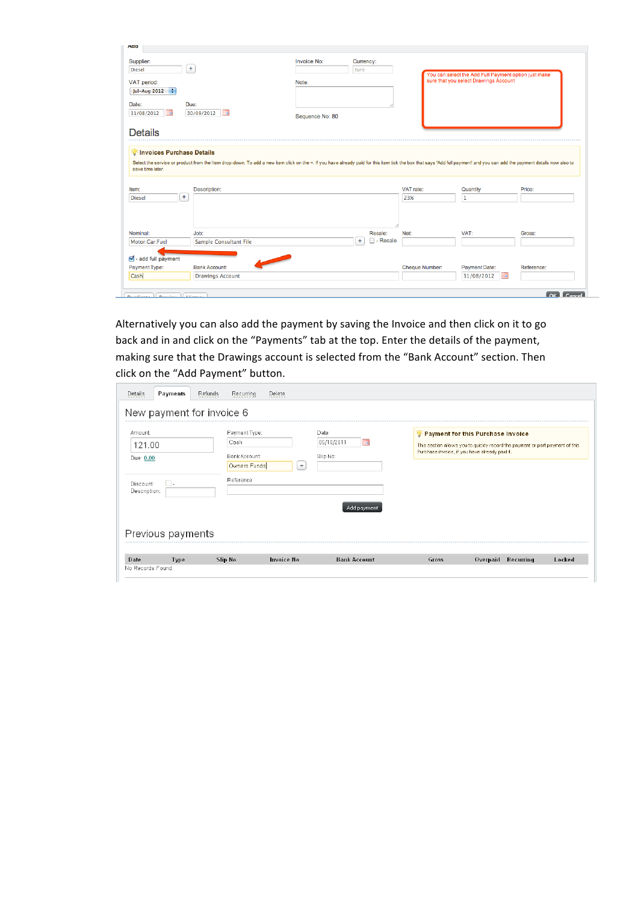Alternatively you can also add the payment by saving the Invoice and then click on it to go back and in and click on the "Payments" tab at the top. Enter the details of the payment, making sure that the Drawings account is selected from the "Bank Account" section. Then click on the "Add Payment" button.